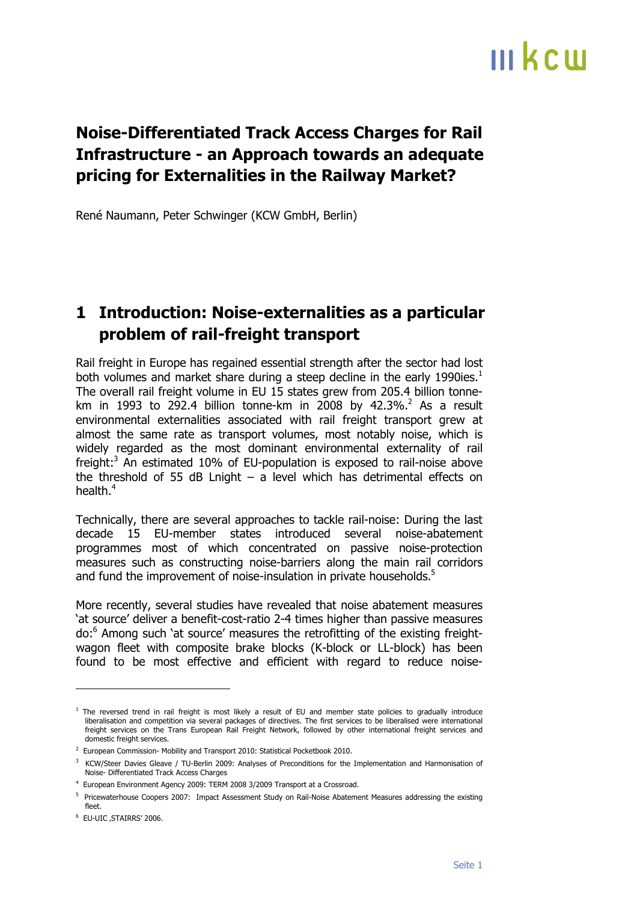# Noise-Differentiated Track Access Charges for Rail Infrastructure - an Approach towards an adequate pricing for Externalities in the Railway Market?

René Naumann, Peter Schwinger (KCW GmbH, Berlin)

## 1 Introduction: Noise-externalities as a particular problem of rail-freight transport

Rail freight in Europe has regained essential strength after the sector had lost both volumes and market share during a steep decline in the early 1990ies.[1] The overall rail freight volume in EU 15 states grew from 205.4 billion tonne-km in 1993 to 292.4 billion tonne-km in 2008 by 42.3%.[2] As a result environmental externalities associated with rail freight transport grew at almost the same rate as transport volumes, most notably noise, which is widely regarded as the most dominant environmental externality of rail freight:[3] An estimated 10% of EU-population is exposed to rail-noise above the threshold of 55 dB Lnight – a level which has detrimental effects on health.[4]

Technically, there are several approaches to tackle rail-noise: During the last decade 15 EU-member states introduced several noise-abatement programmes most of which concentrated on passive noise-protection measures such as constructing noise-barriers along the main rail corridors and fund the improvement of noise-insulation in private households.[5]

More recently, several studies have revealed that noise abatement measures 'at source' deliver a benefit-cost-ratio 2-4 times higher than passive measures do:[6] Among such 'at source' measures the retrofitting of the existing freight-wagon fleet with composite brake blocks (K-block or LL-block) has been found to be most effective and efficient with regard to reduce noise-

---

[1] The reversed trend in rail freight is most likely a result of EU and member state policies to gradually introduce liberalisation and competition via several packages of directives. The first services to be liberalised were international freight services on the Trans European Rail Freight Network, followed by other international freight services and domestic freight services.

[2] European Commission- Mobility and Transport 2010: Statistical Pocketbook 2010.

[3] KCW/Steer Davies Gleave / TU-Berlin 2009: Analyses of Preconditions for the Implementation and Harmonisation of Noise- Differentiated Track Access Charges

[4] European Environment Agency 2009: TERM 2008 3/2009 Transport at a Crossroad.

[5] Pricewaterhouse Coopers 2007: Impact Assessment Study on Rail-Noise Abatement Measures addressing the existing fleet.

[6] EU-UIC ‚STAIRRS' 2006.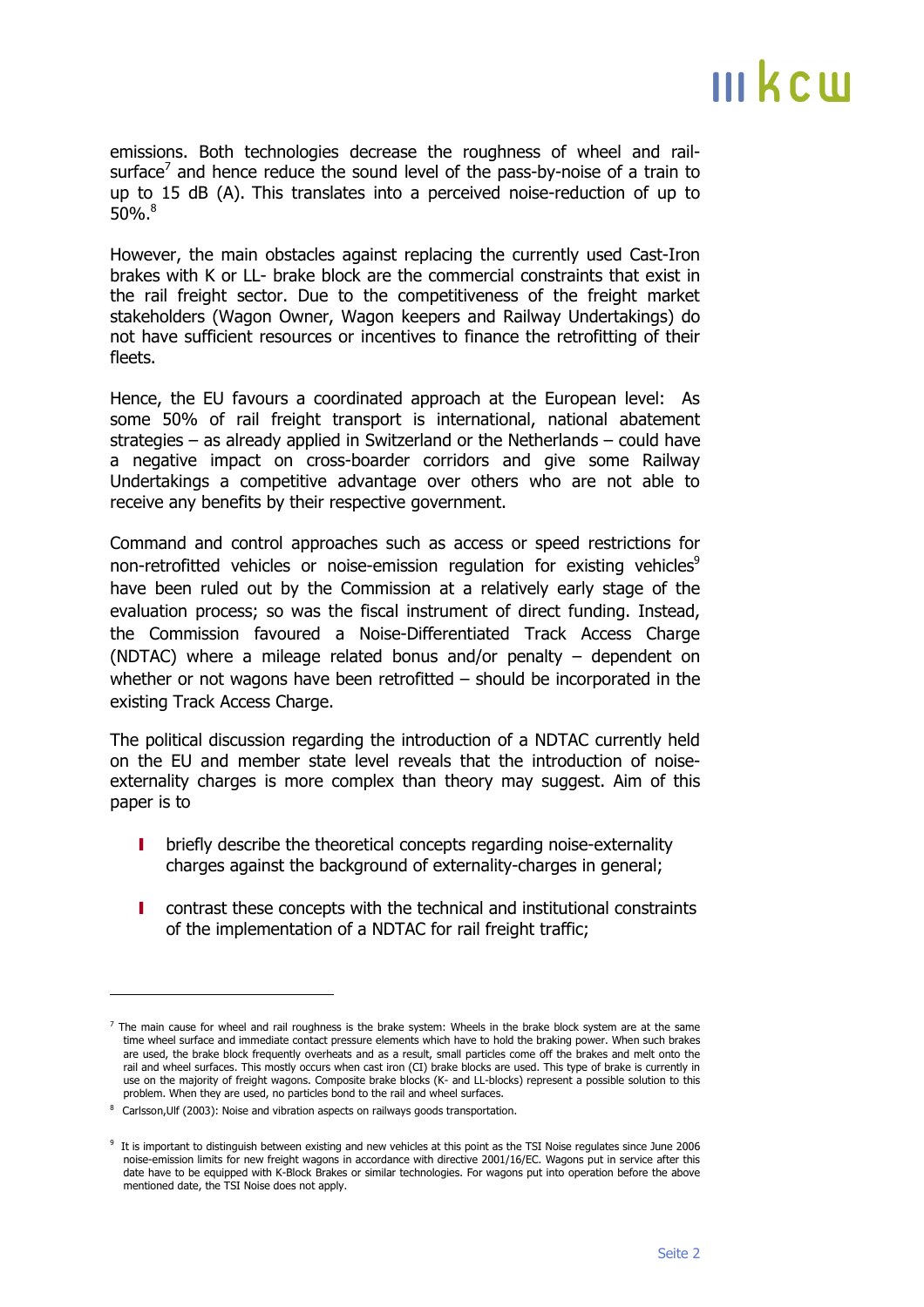emissions. Both technologies decrease the roughness of wheel and rail-surface[7] and hence reduce the sound level of the pass-by-noise of a train to up to 15 dB (A). This translates into a perceived noise-reduction of up to 50%.[8]

However, the main obstacles against replacing the currently used Cast-Iron brakes with K or LL- brake block are the commercial constraints that exist in the rail freight sector. Due to the competitiveness of the freight market stakeholders (Wagon Owner, Wagon keepers and Railway Undertakings) do not have sufficient resources or incentives to finance the retrofitting of their fleets.

Hence, the EU favours a coordinated approach at the European level: As some 50% of rail freight transport is international, national abatement strategies – as already applied in Switzerland or the Netherlands – could have a negative impact on cross-boarder corridors and give some Railway Undertakings a competitive advantage over others who are not able to receive any benefits by their respective government.

Command and control approaches such as access or speed restrictions for non-retrofitted vehicles or noise-emission regulation for existing vehicles[9] have been ruled out by the Commission at a relatively early stage of the evaluation process; so was the fiscal instrument of direct funding. Instead, the Commission favoured a Noise-Differentiated Track Access Charge (NDTAC) where a mileage related bonus and/or penalty – dependent on whether or not wagons have been retrofitted – should be incorporated in the existing Track Access Charge.

The political discussion regarding the introduction of a NDTAC currently held on the EU and member state level reveals that the introduction of noise-externality charges is more complex than theory may suggest. Aim of this paper is to

- briefly describe the theoretical concepts regarding noise-externality charges against the background of externality-charges in general;
- contrast these concepts with the technical and institutional constraints of the implementation of a NDTAC for rail freight traffic;

---

[7] The main cause for wheel and rail roughness is the brake system: Wheels in the brake block system are at the same time wheel surface and immediate contact pressure elements which have to hold the braking power. When such brakes are used, the brake block frequently overheats and as a result, small particles come off the brakes and melt onto the rail and wheel surfaces. This mostly occurs when cast iron (CI) brake blocks are used. This type of brake is currently in use on the majority of freight wagons. Composite brake blocks (K- and LL-blocks) represent a possible solution to this problem. When they are used, no particles bond to the rail and wheel surfaces.

[8] Carlsson,Ulf (2003): Noise and vibration aspects on railways goods transportation.

[9] It is important to distinguish between existing and new vehicles at this point as the TSI Noise regulates since June 2006 noise-emission limits for new freight wagons in accordance with directive 2001/16/EC. Wagons put in service after this date have to be equipped with K-Block Brakes or similar technologies. For wagons put into operation before the above mentioned date, the TSI Noise does not apply.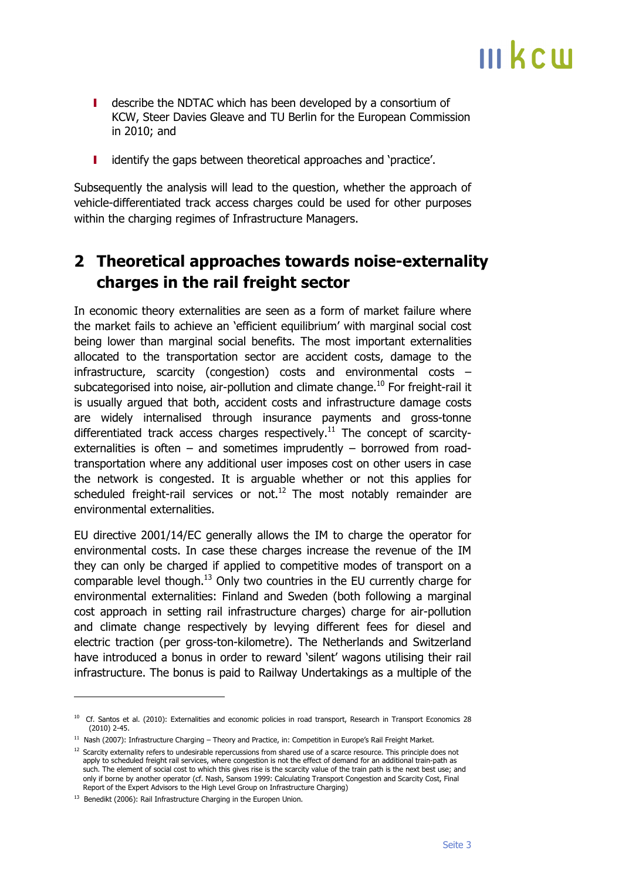- describe the NDTAC which has been developed by a consortium of KCW, Steer Davies Gleave and TU Berlin for the European Commission in 2010; and
- identify the gaps between theoretical approaches and 'practice'.

Subsequently the analysis will lead to the question, whether the approach of vehicle-differentiated track access charges could be used for other purposes within the charging regimes of Infrastructure Managers.

## 2 Theoretical approaches towards noise-externality charges in the rail freight sector

In economic theory externalities are seen as a form of market failure where the market fails to achieve an 'efficient equilibrium' with marginal social cost being lower than marginal social benefits. The most important externalities allocated to the transportation sector are accident costs, damage to the infrastructure, scarcity (congestion) costs and environmental costs – subcategorised into noise, air-pollution and climate change.[10] For freight-rail it is usually argued that both, accident costs and infrastructure damage costs are widely internalised through insurance payments and gross-tonne differentiated track access charges respectively.[11] The concept of scarcity-externalities is often – and sometimes imprudently – borrowed from road-transportation where any additional user imposes cost on other users in case the network is congested. It is arguable whether or not this applies for scheduled freight-rail services or not.[12] The most notably remainder are environmental externalities.

EU directive 2001/14/EC generally allows the IM to charge the operator for environmental costs. In case these charges increase the revenue of the IM they can only be charged if applied to competitive modes of transport on a comparable level though.[13] Only two countries in the EU currently charge for environmental externalities: Finland and Sweden (both following a marginal cost approach in setting rail infrastructure charges) charge for air-pollution and climate change respectively by levying different fees for diesel and electric traction (per gross-ton-kilometre). The Netherlands and Switzerland have introduced a bonus in order to reward 'silent' wagons utilising their rail infrastructure. The bonus is paid to Railway Undertakings as a multiple of the

---

[10] Cf. Santos et al. (2010): Externalities and economic policies in road transport, Research in Transport Economics 28 (2010) 2-45.

[11] Nash (2007): Infrastructure Charging – Theory and Practice, in: Competition in Europe's Rail Freight Market.

[12] Scarcity externality refers to undesirable repercussions from shared use of a scarce resource. This principle does not apply to scheduled freight rail services, where congestion is not the effect of demand for an additional train-path as such. The element of social cost to which this gives rise is the scarcity value of the train path is the next best use; and only if borne by another operator (cf. Nash, Sansom 1999: Calculating Transport Congestion and Scarcity Cost, Final Report of the Expert Advisors to the High Level Group on Infrastructure Charging)

[13] Benedikt (2006): Rail Infrastructure Charging in the Europen Union.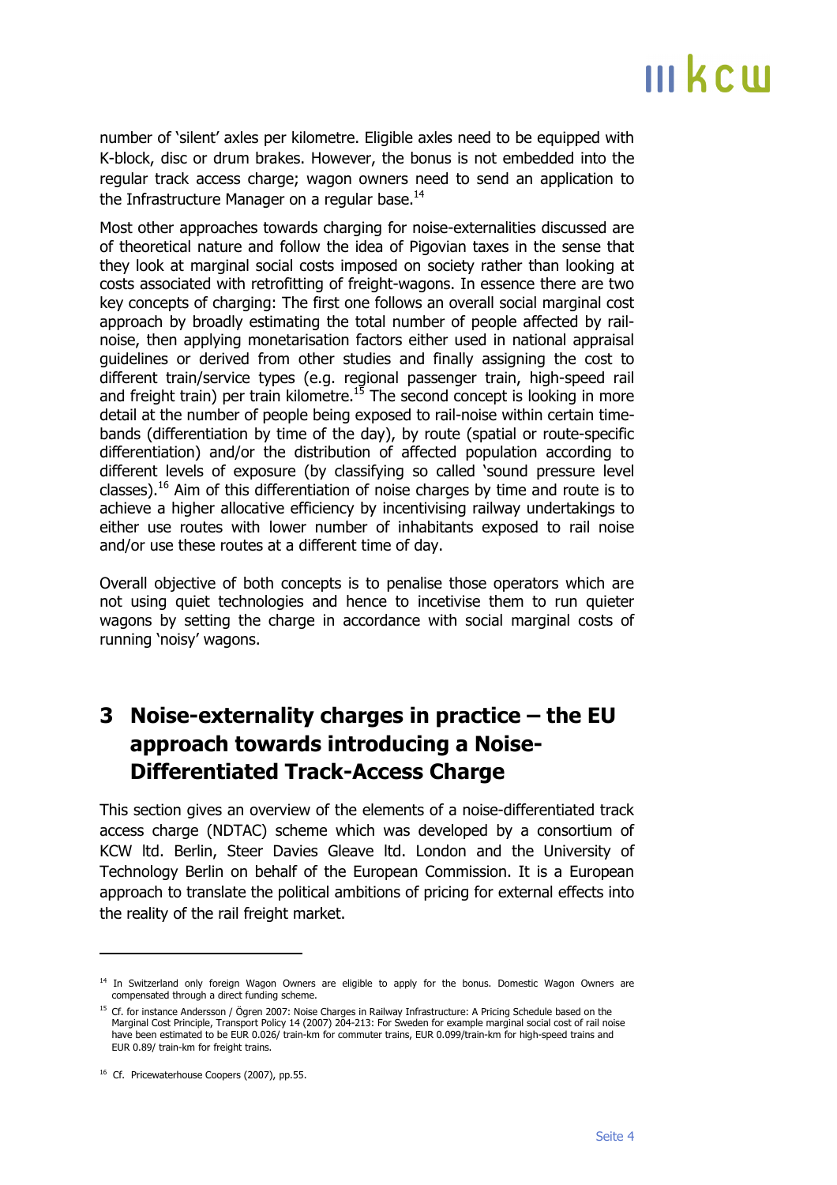number of 'silent' axles per kilometre. Eligible axles need to be equipped with K-block, disc or drum brakes. However, the bonus is not embedded into the regular track access charge; wagon owners need to send an application to the Infrastructure Manager on a regular base.[14]

Most other approaches towards charging for noise-externalities discussed are of theoretical nature and follow the idea of Pigovian taxes in the sense that they look at marginal social costs imposed on society rather than looking at costs associated with retrofitting of freight-wagons. In essence there are two key concepts of charging: The first one follows an overall social marginal cost approach by broadly estimating the total number of people affected by rail-noise, then applying monetarisation factors either used in national appraisal guidelines or derived from other studies and finally assigning the cost to different train/service types (e.g. regional passenger train, high-speed rail and freight train) per train kilometre.[15] The second concept is looking in more detail at the number of people being exposed to rail-noise within certain time-bands (differentiation by time of the day), by route (spatial or route-specific differentiation) and/or the distribution of affected population according to different levels of exposure (by classifying so called 'sound pressure level classes).[16] Aim of this differentiation of noise charges by time and route is to achieve a higher allocative efficiency by incentivising railway undertakings to either use routes with lower number of inhabitants exposed to rail noise and/or use these routes at a different time of day.

Overall objective of both concepts is to penalise those operators which are not using quiet technologies and hence to incetivise them to run quieter wagons by setting the charge in accordance with social marginal costs of running 'noisy' wagons.

# 3 Noise-externality charges in practice – the EU approach towards introducing a Noise-Differentiated Track-Access Charge

This section gives an overview of the elements of a noise-differentiated track access charge (NDTAC) scheme which was developed by a consortium of KCW ltd. Berlin, Steer Davies Gleave ltd. London and the University of Technology Berlin on behalf of the European Commission. It is a European approach to translate the political ambitions of pricing for external effects into the reality of the rail freight market.

---

[14] In Switzerland only foreign Wagon Owners are eligible to apply for the bonus. Domestic Wagon Owners are compensated through a direct funding scheme.

[15] Cf. for instance Andersson / Ögren 2007: Noise Charges in Railway Infrastructure: A Pricing Schedule based on the Marginal Cost Principle, Transport Policy 14 (2007) 204-213: For Sweden for example marginal social cost of rail noise have been estimated to be EUR 0.026/ train-km for commuter trains, EUR 0.099/train-km for high-speed trains and EUR 0.89/ train-km for freight trains.

[16] Cf. Pricewaterhouse Coopers (2007), pp.55.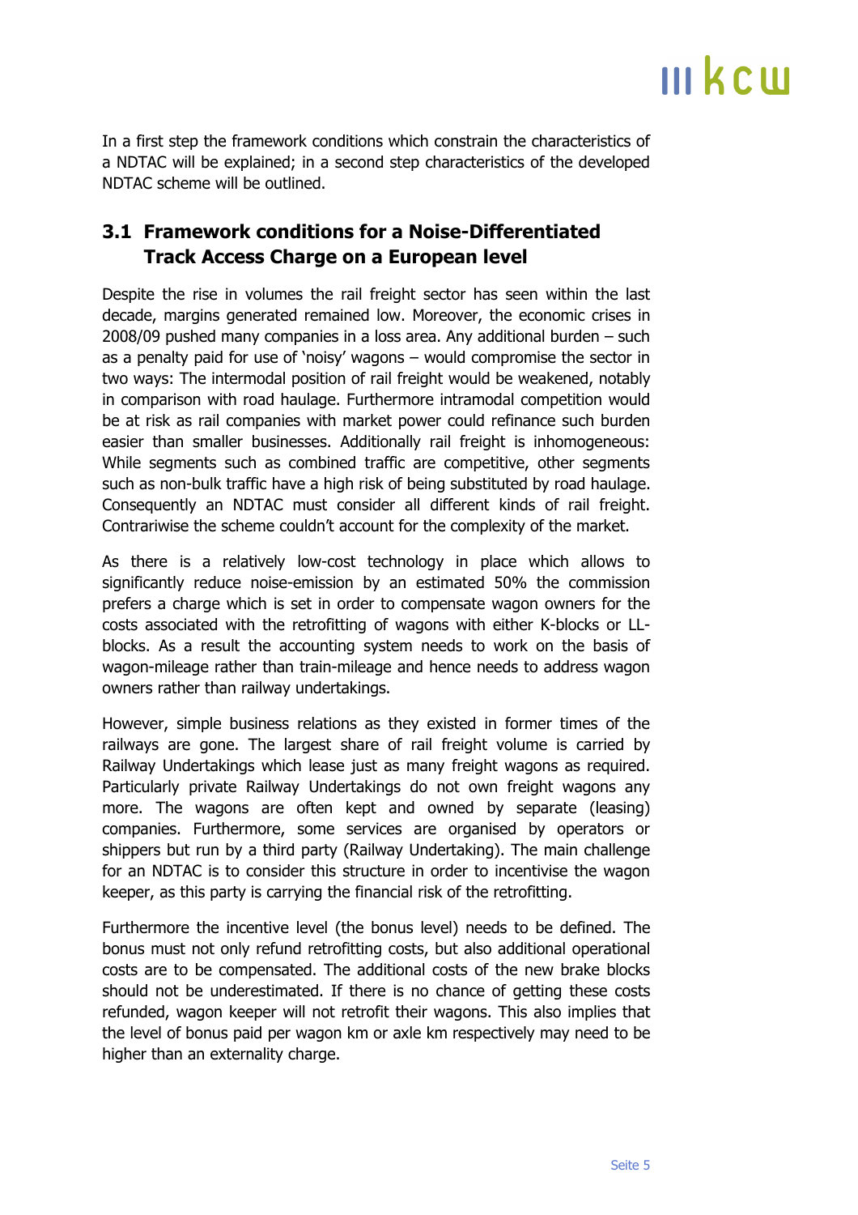In a first step the framework conditions which constrain the characteristics of a NDTAC will be explained; in a second step characteristics of the developed NDTAC scheme will be outlined.

## 3.1 Framework conditions for a Noise-Differentiated Track Access Charge on a European level

Despite the rise in volumes the rail freight sector has seen within the last decade, margins generated remained low. Moreover, the economic crises in 2008/09 pushed many companies in a loss area. Any additional burden – such as a penalty paid for use of 'noisy' wagons – would compromise the sector in two ways: The intermodal position of rail freight would be weakened, notably in comparison with road haulage. Furthermore intramodal competition would be at risk as rail companies with market power could refinance such burden easier than smaller businesses. Additionally rail freight is inhomogeneous: While segments such as combined traffic are competitive, other segments such as non-bulk traffic have a high risk of being substituted by road haulage. Consequently an NDTAC must consider all different kinds of rail freight. Contrariwise the scheme couldn't account for the complexity of the market.

As there is a relatively low-cost technology in place which allows to significantly reduce noise-emission by an estimated 50% the commission prefers a charge which is set in order to compensate wagon owners for the costs associated with the retrofitting of wagons with either K-blocks or LL-blocks. As a result the accounting system needs to work on the basis of wagon-mileage rather than train-mileage and hence needs to address wagon owners rather than railway undertakings.

However, simple business relations as they existed in former times of the railways are gone. The largest share of rail freight volume is carried by Railway Undertakings which lease just as many freight wagons as required. Particularly private Railway Undertakings do not own freight wagons any more. The wagons are often kept and owned by separate (leasing) companies. Furthermore, some services are organised by operators or shippers but run by a third party (Railway Undertaking). The main challenge for an NDTAC is to consider this structure in order to incentivise the wagon keeper, as this party is carrying the financial risk of the retrofitting.

Furthermore the incentive level (the bonus level) needs to be defined. The bonus must not only refund retrofitting costs, but also additional operational costs are to be compensated. The additional costs of the new brake blocks should not be underestimated. If there is no chance of getting these costs refunded, wagon keeper will not retrofit their wagons. This also implies that the level of bonus paid per wagon km or axle km respectively may need to be higher than an externality charge.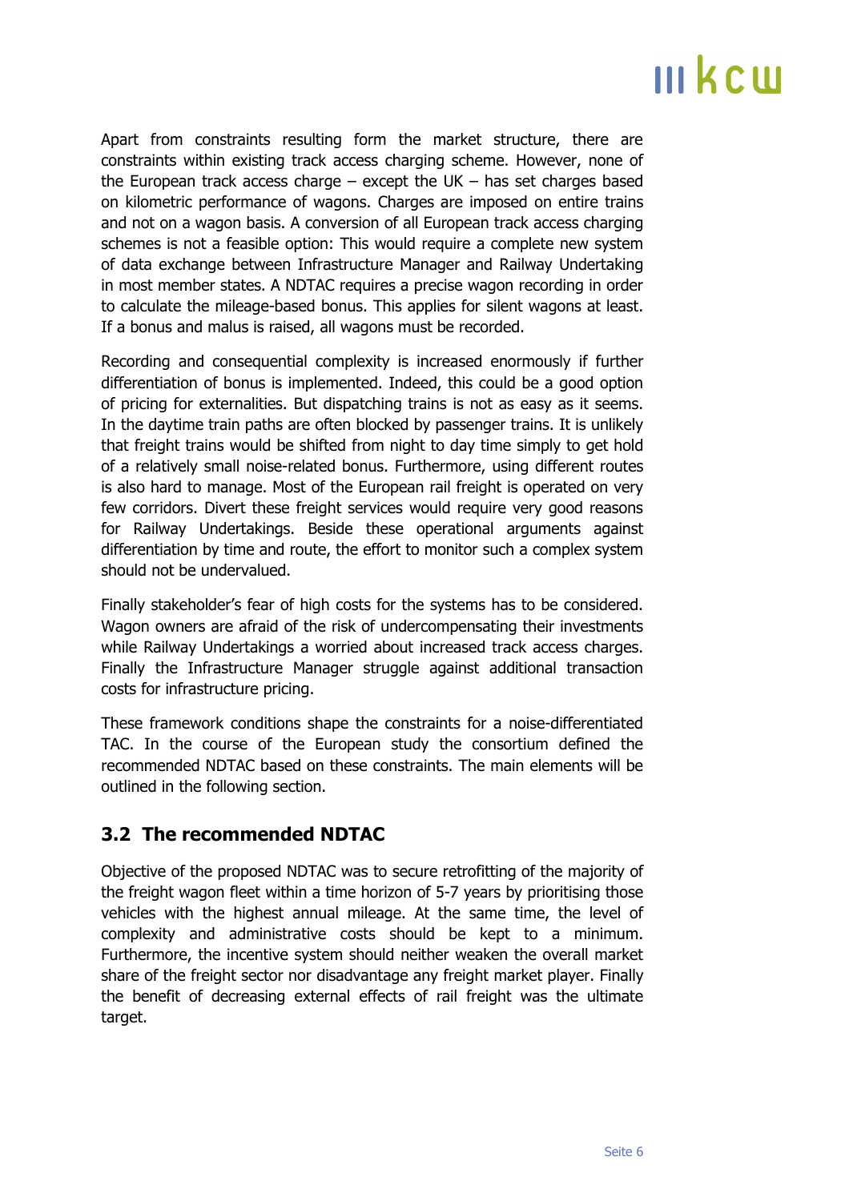Apart from constraints resulting form the market structure, there are constraints within existing track access charging scheme. However, none of the European track access charge – except the UK – has set charges based on kilometric performance of wagons. Charges are imposed on entire trains and not on a wagon basis. A conversion of all European track access charging schemes is not a feasible option: This would require a complete new system of data exchange between Infrastructure Manager and Railway Undertaking in most member states. A NDTAC requires a precise wagon recording in order to calculate the mileage-based bonus. This applies for silent wagons at least. If a bonus and malus is raised, all wagons must be recorded.

Recording and consequential complexity is increased enormously if further differentiation of bonus is implemented. Indeed, this could be a good option of pricing for externalities. But dispatching trains is not as easy as it seems. In the daytime train paths are often blocked by passenger trains. It is unlikely that freight trains would be shifted from night to day time simply to get hold of a relatively small noise-related bonus. Furthermore, using different routes is also hard to manage. Most of the European rail freight is operated on very few corridors. Divert these freight services would require very good reasons for Railway Undertakings. Beside these operational arguments against differentiation by time and route, the effort to monitor such a complex system should not be undervalued.

Finally stakeholder's fear of high costs for the systems has to be considered. Wagon owners are afraid of the risk of undercompensating their investments while Railway Undertakings a worried about increased track access charges. Finally the Infrastructure Manager struggle against additional transaction costs for infrastructure pricing.

These framework conditions shape the constraints for a noise-differentiated TAC. In the course of the European study the consortium defined the recommended NDTAC based on these constraints. The main elements will be outlined in the following section.

## 3.2 The recommended NDTAC

Objective of the proposed NDTAC was to secure retrofitting of the majority of the freight wagon fleet within a time horizon of 5-7 years by prioritising those vehicles with the highest annual mileage. At the same time, the level of complexity and administrative costs should be kept to a minimum. Furthermore, the incentive system should neither weaken the overall market share of the freight sector nor disadvantage any freight market player. Finally the benefit of decreasing external effects of rail freight was the ultimate target.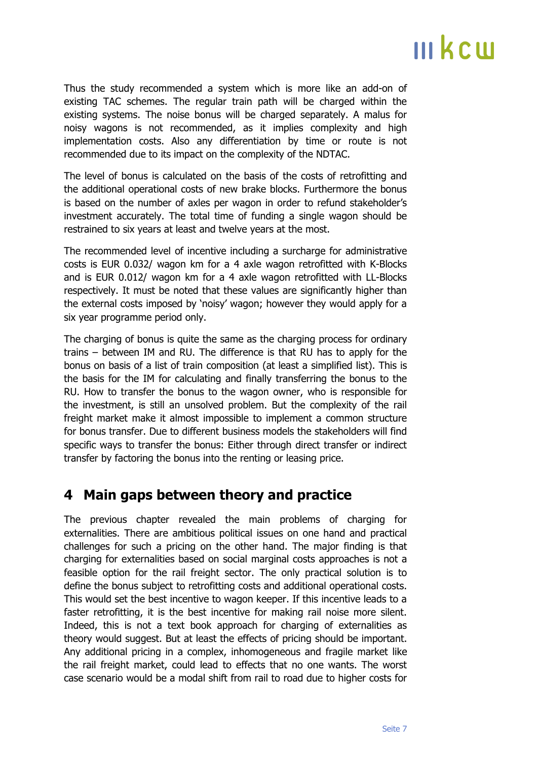Thus the study recommended a system which is more like an add-on of existing TAC schemes. The regular train path will be charged within the existing systems. The noise bonus will be charged separately. A malus for noisy wagons is not recommended, as it implies complexity and high implementation costs. Also any differentiation by time or route is not recommended due to its impact on the complexity of the NDTAC.

The level of bonus is calculated on the basis of the costs of retrofitting and the additional operational costs of new brake blocks. Furthermore the bonus is based on the number of axles per wagon in order to refund stakeholder's investment accurately. The total time of funding a single wagon should be restrained to six years at least and twelve years at the most.

The recommended level of incentive including a surcharge for administrative costs is EUR 0.032/ wagon km for a 4 axle wagon retrofitted with K-Blocks and is EUR 0.012/ wagon km for a 4 axle wagon retrofitted with LL-Blocks respectively. It must be noted that these values are significantly higher than the external costs imposed by 'noisy' wagon; however they would apply for a six year programme period only.

The charging of bonus is quite the same as the charging process for ordinary trains – between IM and RU. The difference is that RU has to apply for the bonus on basis of a list of train composition (at least a simplified list). This is the basis for the IM for calculating and finally transferring the bonus to the RU. How to transfer the bonus to the wagon owner, who is responsible for the investment, is still an unsolved problem. But the complexity of the rail freight market make it almost impossible to implement a common structure for bonus transfer. Due to different business models the stakeholders will find specific ways to transfer the bonus: Either through direct transfer or indirect transfer by factoring the bonus into the renting or leasing price.

## 4 Main gaps between theory and practice

The previous chapter revealed the main problems of charging for externalities. There are ambitious political issues on one hand and practical challenges for such a pricing on the other hand. The major finding is that charging for externalities based on social marginal costs approaches is not a feasible option for the rail freight sector. The only practical solution is to define the bonus subject to retrofitting costs and additional operational costs. This would set the best incentive to wagon keeper. If this incentive leads to a faster retrofitting, it is the best incentive for making rail noise more silent. Indeed, this is not a text book approach for charging of externalities as theory would suggest. But at least the effects of pricing should be important. Any additional pricing in a complex, inhomogeneous and fragile market like the rail freight market, could lead to effects that no one wants. The worst case scenario would be a modal shift from rail to road due to higher costs for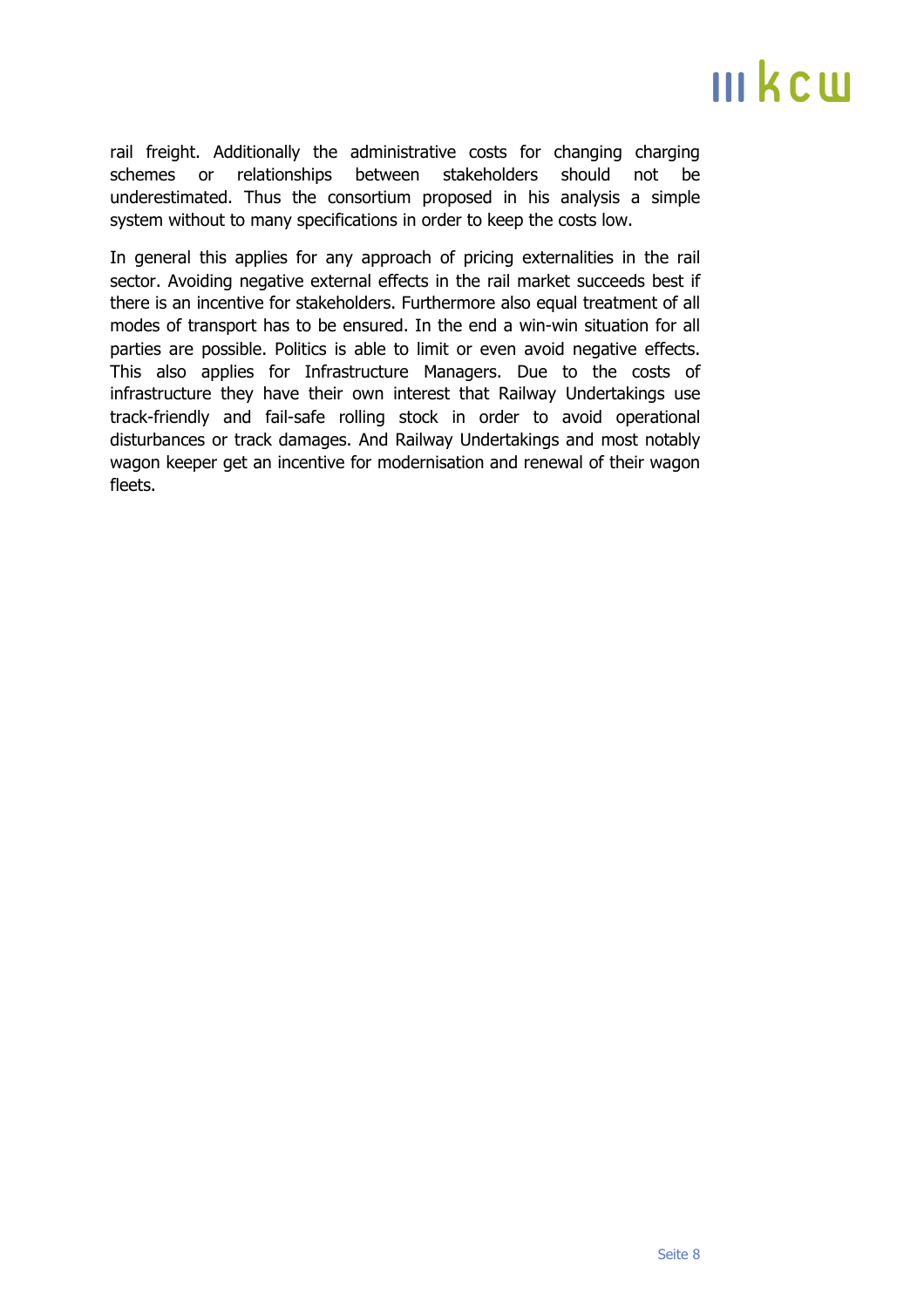rail freight. Additionally the administrative costs for changing charging schemes or relationships between stakeholders should not be underestimated. Thus the consortium proposed in his analysis a simple system without to many specifications in order to keep the costs low.

In general this applies for any approach of pricing externalities in the rail sector. Avoiding negative external effects in the rail market succeeds best if there is an incentive for stakeholders. Furthermore also equal treatment of all modes of transport has to be ensured. In the end a win-win situation for all parties are possible. Politics is able to limit or even avoid negative effects. This also applies for Infrastructure Managers. Due to the costs of infrastructure they have their own interest that Railway Undertakings use track-friendly and fail-safe rolling stock in order to avoid operational disturbances or track damages. And Railway Undertakings and most notably wagon keeper get an incentive for modernisation and renewal of their wagon fleets.